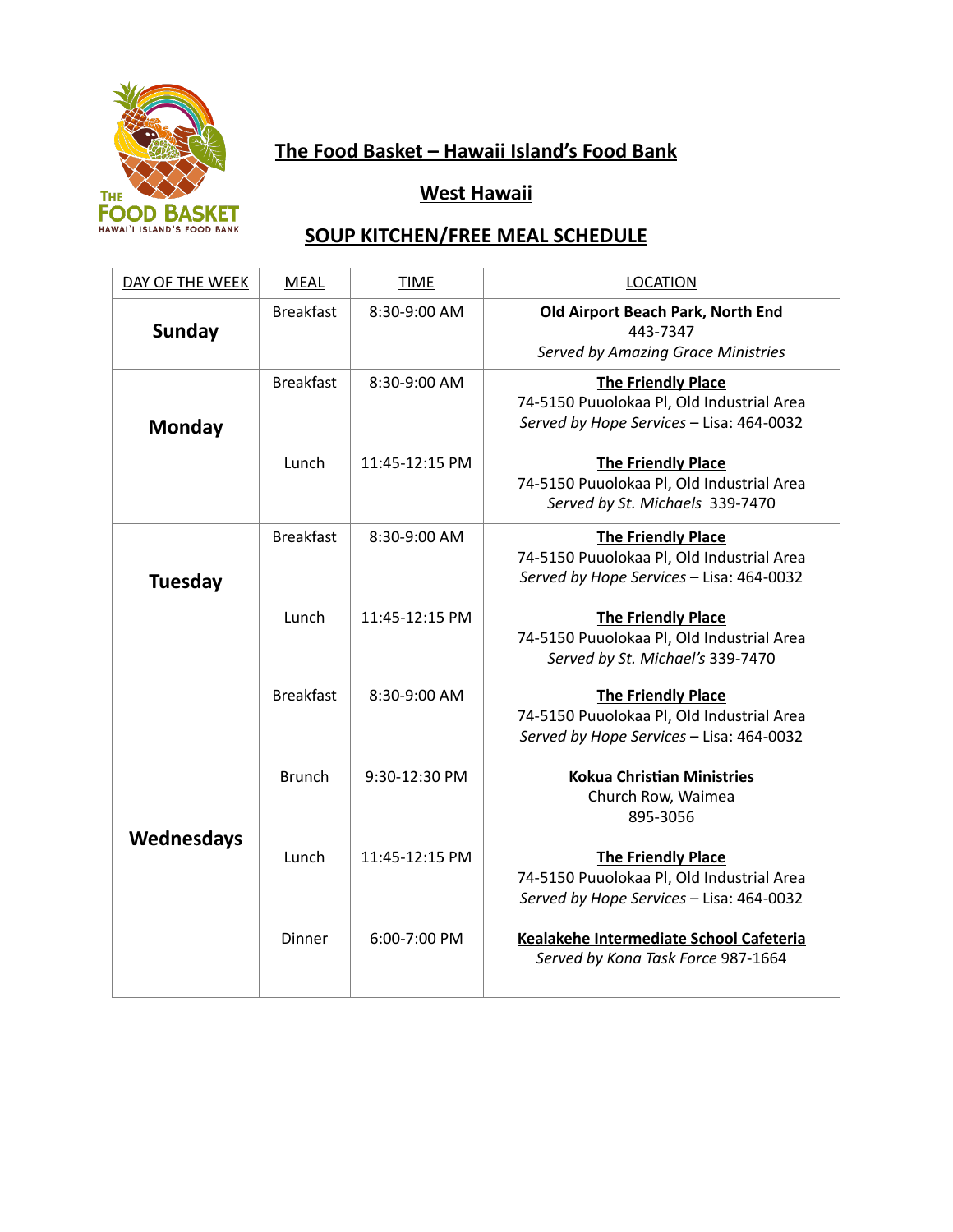# The Food Basket – Hawaii Island's Food Bank

## West Hawaii

## SOUP KITCHEN/FREE MEAL SCHEDULE

| DAY OF THE WEEK | MEAL | TIME | LOCATION |
|---|---|---|---|
| **Sunday** | Breakfast | 8:30-9:00 AM | **Old Airport Beach Park, North End** 443-7347 *Served by Amazing Grace Ministries* |
| **Monday** | Breakfast | 8:30-9:00 AM | **The Friendly Place** 74-5150 Puuolokaa Pl, Old Industrial Area *Served by Hope Services* – Lisa: 464-0032 |
| | Lunch | 11:45-12:15 PM | **The Friendly Place** 74-5150 Puuolokaa Pl, Old Industrial Area *Served by St. Michaels* 339-7470 |
| **Tuesday** | Breakfast | 8:30-9:00 AM | **The Friendly Place** 74-5150 Puuolokaa Pl, Old Industrial Area *Served by Hope Services* – Lisa: 464-0032 |
| | Lunch | 11:45-12:15 PM | **The Friendly Place** 74-5150 Puuolokaa Pl, Old Industrial Area *Served by St. Michael's* 339-7470 |
| **Wednesdays** | Breakfast | 8:30-9:00 AM | **The Friendly Place** 74-5150 Puuolokaa Pl, Old Industrial Area *Served by Hope Services* – Lisa: 464-0032 |
| | Brunch | 9:30-12:30 PM | **Kokua Christian Ministries** Church Row, Waimea 895-3056 |
| | Lunch | 11:45-12:15 PM | **The Friendly Place** 74-5150 Puuolokaa Pl, Old Industrial Area *Served by Hope Services* – Lisa: 464-0032 |
| | Dinner | 6:00-7:00 PM | **Kealakehe Intermediate School Cafeteria** *Served by Kona Task Force* 987-1664 |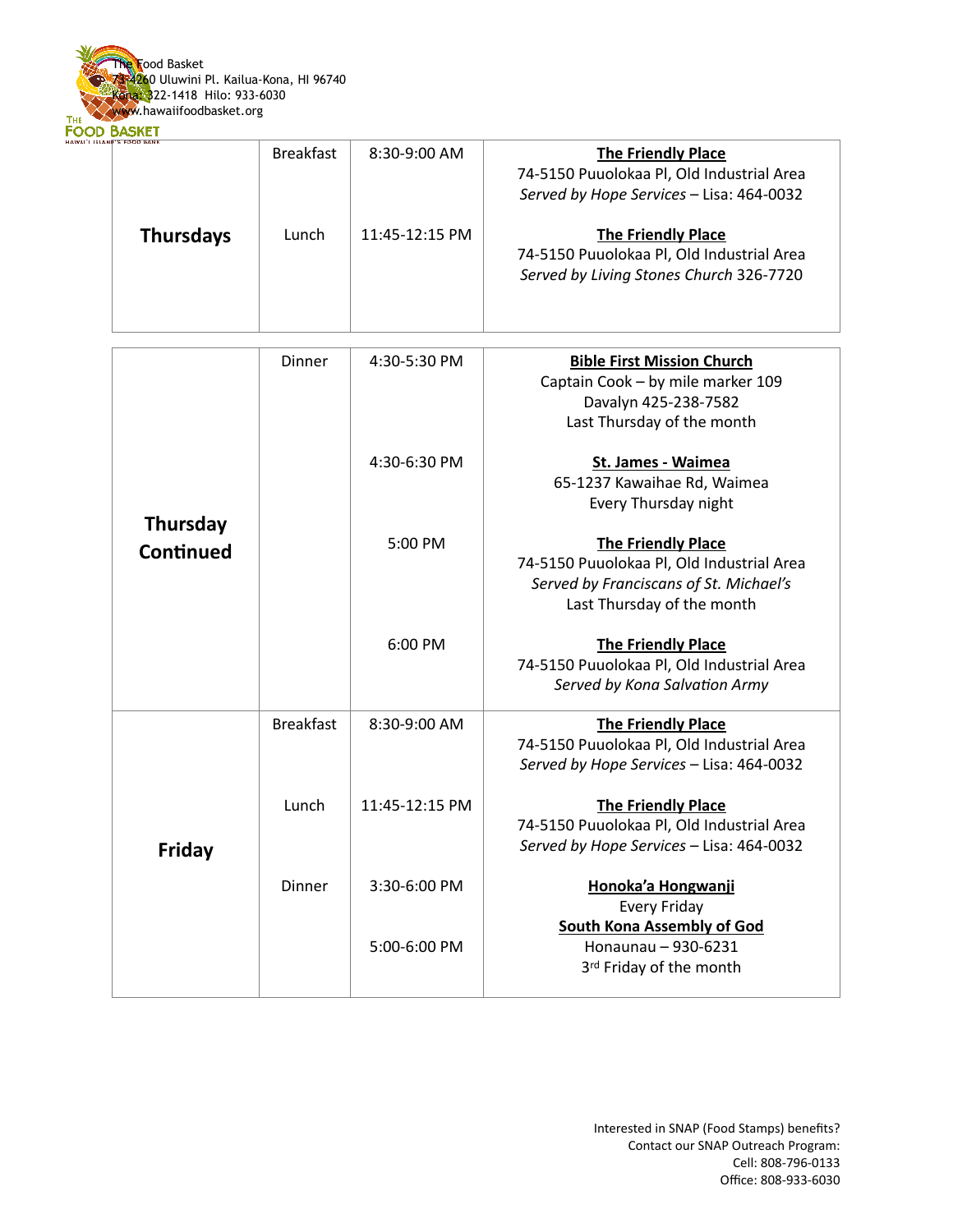The Food Basket
73-4260 Uluwini Pl. Kailua-Kona, HI 96740
Kona: 322-1418 Hilo: 933-6030
www.hawaiifoodbasket.org

| Day | Meal | Time | Location |
|---|---|---|---|
| **Thursdays** | Breakfast | 8:30-9:00 AM | **The Friendly Place**<br>74-5150 Puuolokaa Pl, Old Industrial Area<br>*Served by Hope Services* – Lisa: 464-0032 |
| | Lunch | 11:45-12:15 PM | **The Friendly Place**<br>74-5150 Puuolokaa Pl, Old Industrial Area<br>*Served by Living Stones Church* 326-7720 |
| **Thursday Continued** | Dinner | 4:30-5:30 PM | **Bible First Mission Church**<br>Captain Cook – by mile marker 109<br>Davalyn 425-238-7582<br>Last Thursday of the month |
| | | 4:30-6:30 PM | **St. James - Waimea**<br>65-1237 Kawaihae Rd, Waimea<br>Every Thursday night |
| | | 5:00 PM | **The Friendly Place**<br>74-5150 Puuolokaa Pl, Old Industrial Area<br>*Served by Franciscans of St. Michael's*<br>Last Thursday of the month |
| | | 6:00 PM | **The Friendly Place**<br>74-5150 Puuolokaa Pl, Old Industrial Area<br>*Served by Kona Salvation Army* |
| **Friday** | Breakfast | 8:30-9:00 AM | **The Friendly Place**<br>74-5150 Puuolokaa Pl, Old Industrial Area<br>*Served by Hope Services* – Lisa: 464-0032 |
| | Lunch | 11:45-12:15 PM | **The Friendly Place**<br>74-5150 Puuolokaa Pl, Old Industrial Area<br>*Served by Hope Services* – Lisa: 464-0032 |
| | Dinner | 3:30-6:00 PM | **Honoka'a Hongwanji**<br>Every Friday |
| | | 5:00-6:00 PM | **South Kona Assembly of God**<br>Honaunau – 930-6231<br>3rd Friday of the month |

Interested in SNAP (Food Stamps) benefits?
Contact our SNAP Outreach Program:
Cell: 808-796-0133
Office: 808-933-6030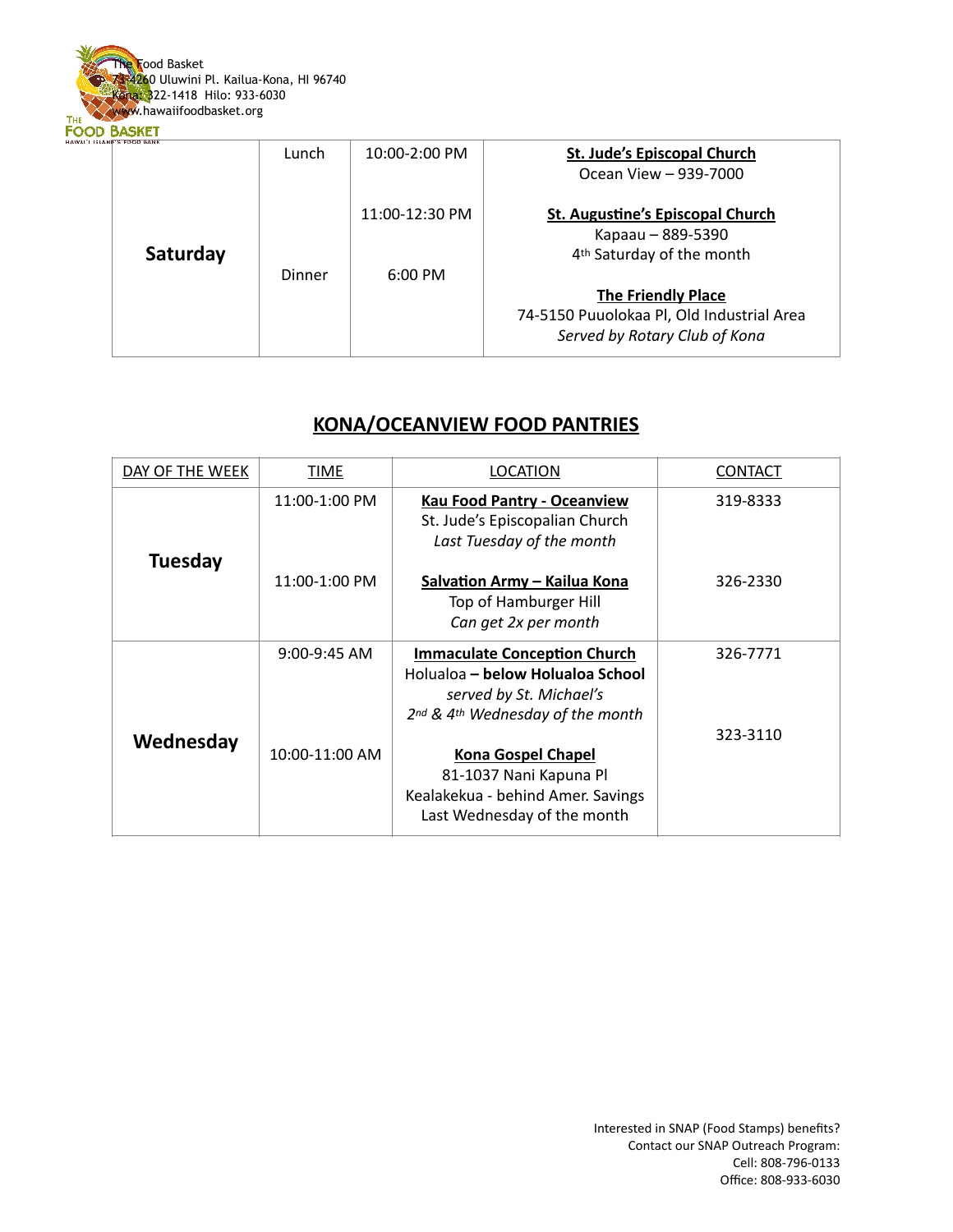The Food Basket
73-4260 Uluwini Pl. Kailua-Kona, HI 96740
Kona: 322-1418 Hilo: 933-6030
www.hawaiifoodbasket.org

| | | | |
|---|---|---|---|
| **Saturday** | Lunch | 10:00-2:00 PM | **St. Jude's Episcopal Church**<br>Ocean View – 939-7000 |
| | | 11:00-12:30 PM | **St. Augustine's Episcopal Church**<br>Kapaau – 889-5390<br>4th Saturday of the month |
| | Dinner | 6:00 PM | **The Friendly Place**<br>74-5150 Puuolokaa Pl, Old Industrial Area<br>*Served by Rotary Club of Kona* |

## KONA/OCEANVIEW FOOD PANTRIES

| DAY OF THE WEEK | TIME | LOCATION | CONTACT |
|---|---|---|---|
| **Tuesday** | 11:00-1:00 PM | **Kau Food Pantry - Oceanview**<br>St. Jude's Episcopalian Church<br>*Last Tuesday of the month* | 319-8333 |
| | 11:00-1:00 PM | **Salvation Army – Kailua Kona**<br>Top of Hamburger Hill<br>*Can get 2x per month* | 326-2330 |
| **Wednesday** | 9:00-9:45 AM | **Immaculate Conception Church**<br>Holualoa **– below Holualoa School**<br>*served by St. Michael's*<br>*2nd & 4th Wednesday of the month* | 326-7771 |
| | 10:00-11:00 AM | **Kona Gospel Chapel**<br>81-1037 Nani Kapuna Pl<br>Kealakekua - behind Amer. Savings<br>Last Wednesday of the month | 323-3110 |

Interested in SNAP (Food Stamps) benefits?
Contact our SNAP Outreach Program:
Cell: 808-796-0133
Office: 808-933-6030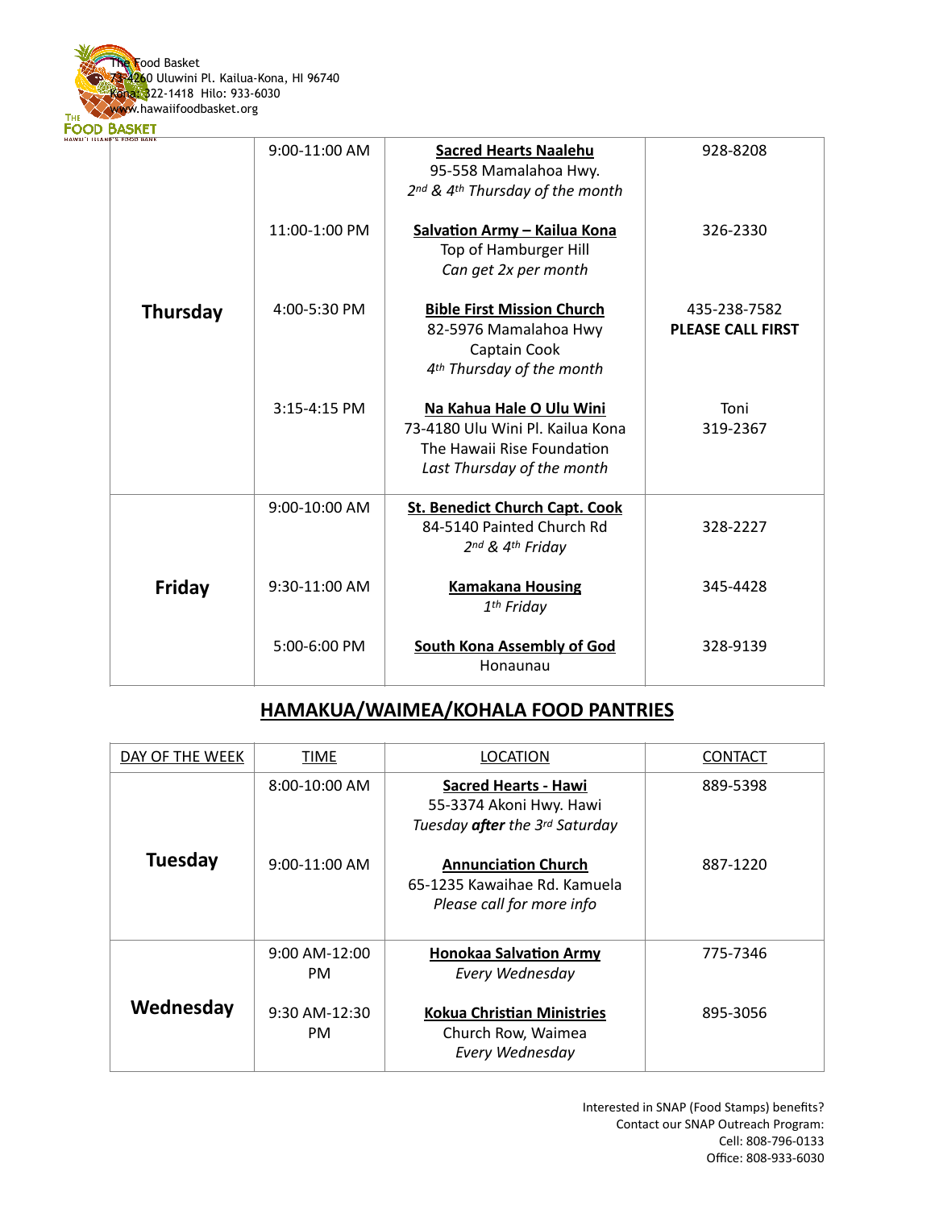The Food Basket
73-4260 Uluwini Pl. Kailua-Kona, HI 96740
Kona: 322-1418 Hilo: 933-6030
www.hawaiifoodbasket.org

| | | | |
|---|---|---|---|
| **Thursday** | 9:00-11:00 AM | **Sacred Hearts Naalehu**<br>95-558 Mamalahoa Hwy.<br>*2nd & 4th Thursday of the month* | 928-8208 |
| | 11:00-1:00 PM | **Salvation Army – Kailua Kona**<br>Top of Hamburger Hill<br>*Can get 2x per month* | 326-2330 |
| | 4:00-5:30 PM | **Bible First Mission Church**<br>82-5976 Mamalahoa Hwy<br>Captain Cook<br>*4th Thursday of the month* | 435-238-7582<br>**PLEASE CALL FIRST** |
| | 3:15-4:15 PM | **Na Kahua Hale O Ulu Wini**<br>73-4180 Ulu Wini Pl. Kailua Kona<br>The Hawaii Rise Foundation<br>*Last Thursday of the month* | Toni<br>319-2367 |
| **Friday** | 9:00-10:00 AM | **St. Benedict Church Capt. Cook**<br>84-5140 Painted Church Rd<br>*2nd & 4th Friday* | 328-2227 |
| | 9:30-11:00 AM | **Kamakana Housing**<br>*1th Friday* | 345-4428 |
| | 5:00-6:00 PM | **South Kona Assembly of God**<br>Honaunau | 328-9139 |

## HAMAKUA/WAIMEA/KOHALA FOOD PANTRIES

| DAY OF THE WEEK | TIME | LOCATION | CONTACT |
|---|---|---|---|
| **Tuesday** | 8:00-10:00 AM | **Sacred Hearts - Hawi**<br>55-3374 Akoni Hwy. Hawi<br>*Tuesday **after** the 3rd Saturday* | 889-5398 |
| | 9:00-11:00 AM | **Annunciation Church**<br>65-1235 Kawaihae Rd. Kamuela<br>*Please call for more info* | 887-1220 |
| **Wednesday** | 9:00 AM-12:00 PM | **Honokaa Salvation Army**<br>*Every Wednesday* | 775-7346 |
| | 9:30 AM-12:30 PM | **Kokua Christian Ministries**<br>Church Row, Waimea<br>*Every Wednesday* | 895-3056 |

Interested in SNAP (Food Stamps) benefits?
Contact our SNAP Outreach Program:
Cell: 808-796-0133
Office: 808-933-6030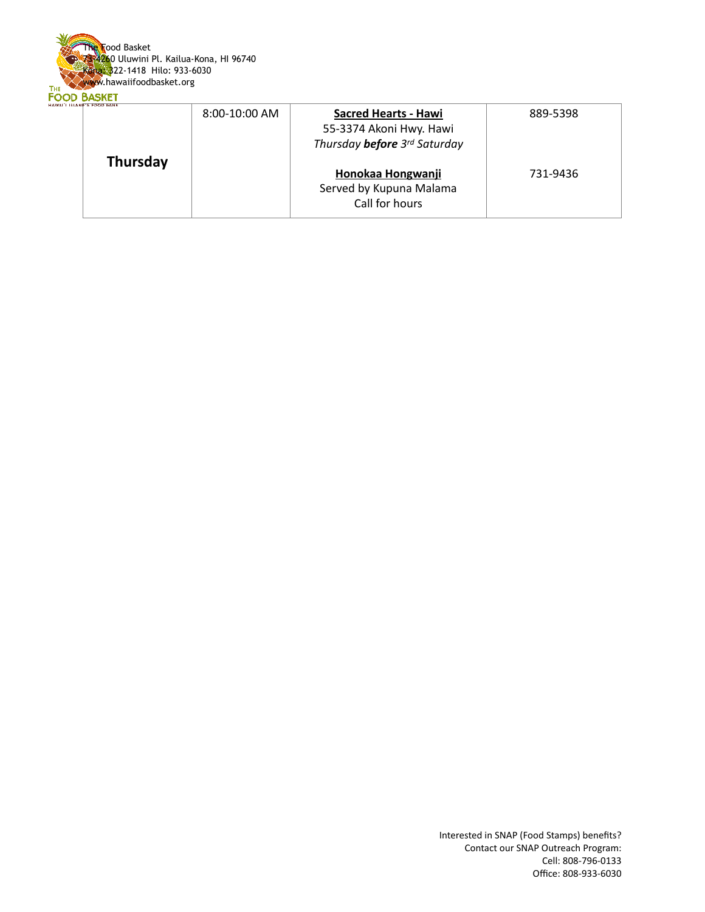| | | | |
|---|---|---|---|
| **Thursday** | 8:00-10:00 AM | **Sacred Hearts - Hawi**<br>55-3374 Akoni Hwy. Hawi<br>*Thursday **before** 3rd Saturday* | 889-5398 |
| | | **Honokaa Hongwanji**<br>Served by Kupuna Malama<br>Call for hours | 731-9436 |

Interested in SNAP (Food Stamps) benefits?
Contact our SNAP Outreach Program:
Cell: 808-796-0133
Office: 808-933-6030